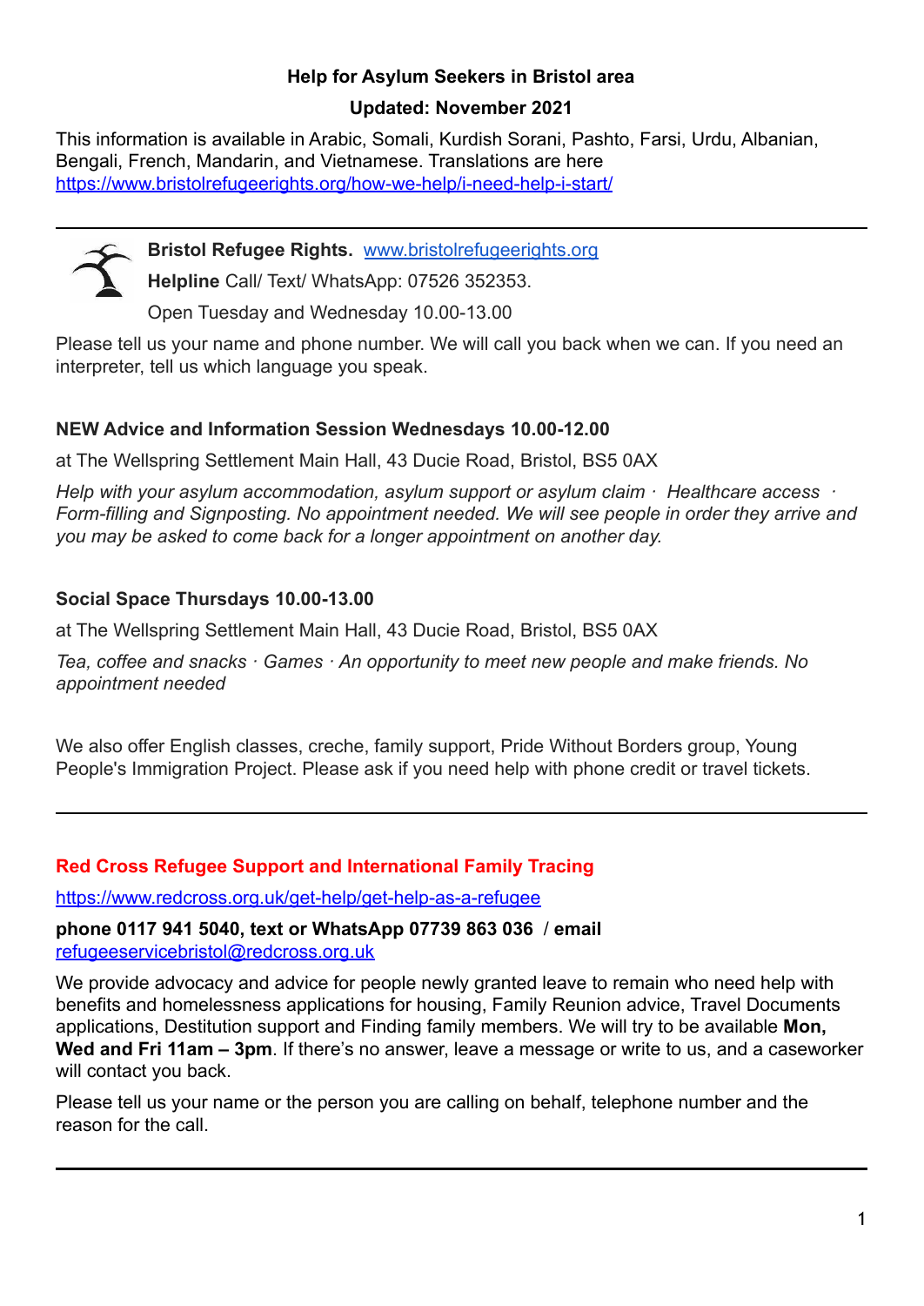**Help for Asylum Seekers in Bristol area**

**Updated: November 2021**

This information is available in Arabic, Somali, Kurdish Sorani, Pashto, Farsi, Urdu, Albanian, Bengali, French, Mandarin, and Vietnamese. Translations are here https://www.bristolrefugeerights.org/how-we-help/i-need-help-i-start/

---

**Bristol Refugee Rights.** www.bristolrefugeerights.org

**Helpline** Call/ Text/ WhatsApp: 07526 352353.

Open Tuesday and Wednesday 10.00-13.00

Please tell us your name and phone number. We will call you back when we can. If you need an interpreter, tell us which language you speak.

**NEW Advice and Information Session Wednesdays 10.00-12.00**

at The Wellspring Settlement Main Hall, 43 Ducie Road, Bristol, BS5 0AX

*Help with your asylum accommodation, asylum support or asylum claim · Healthcare access · Form-filling and Signposting. No appointment needed. We will see people in order they arrive and you may be asked to come back for a longer appointment on another day.*

**Social Space Thursdays 10.00-13.00**

at The Wellspring Settlement Main Hall, 43 Ducie Road, Bristol, BS5 0AX

*Tea, coffee and snacks · Games · An opportunity to meet new people and make friends. No appointment needed*

We also offer English classes, creche, family support, Pride Without Borders group, Young People's Immigration Project. Please ask if you need help with phone credit or travel tickets.

---

**Red Cross Refugee Support and International Family Tracing**

https://www.redcross.org.uk/get-help/get-help-as-a-refugee

**phone 0117 941 5040, text or WhatsApp 07739 863 036** / **email** refugeeservicebristol@redcross.org.uk

We provide advocacy and advice for people newly granted leave to remain who need help with benefits and homelessness applications for housing, Family Reunion advice, Travel Documents applications, Destitution support and Finding family members. We will try to be available **Mon, Wed and Fri 11am – 3pm**. If there's no answer, leave a message or write to us, and a caseworker will contact you back.

Please tell us your name or the person you are calling on behalf, telephone number and the reason for the call.

---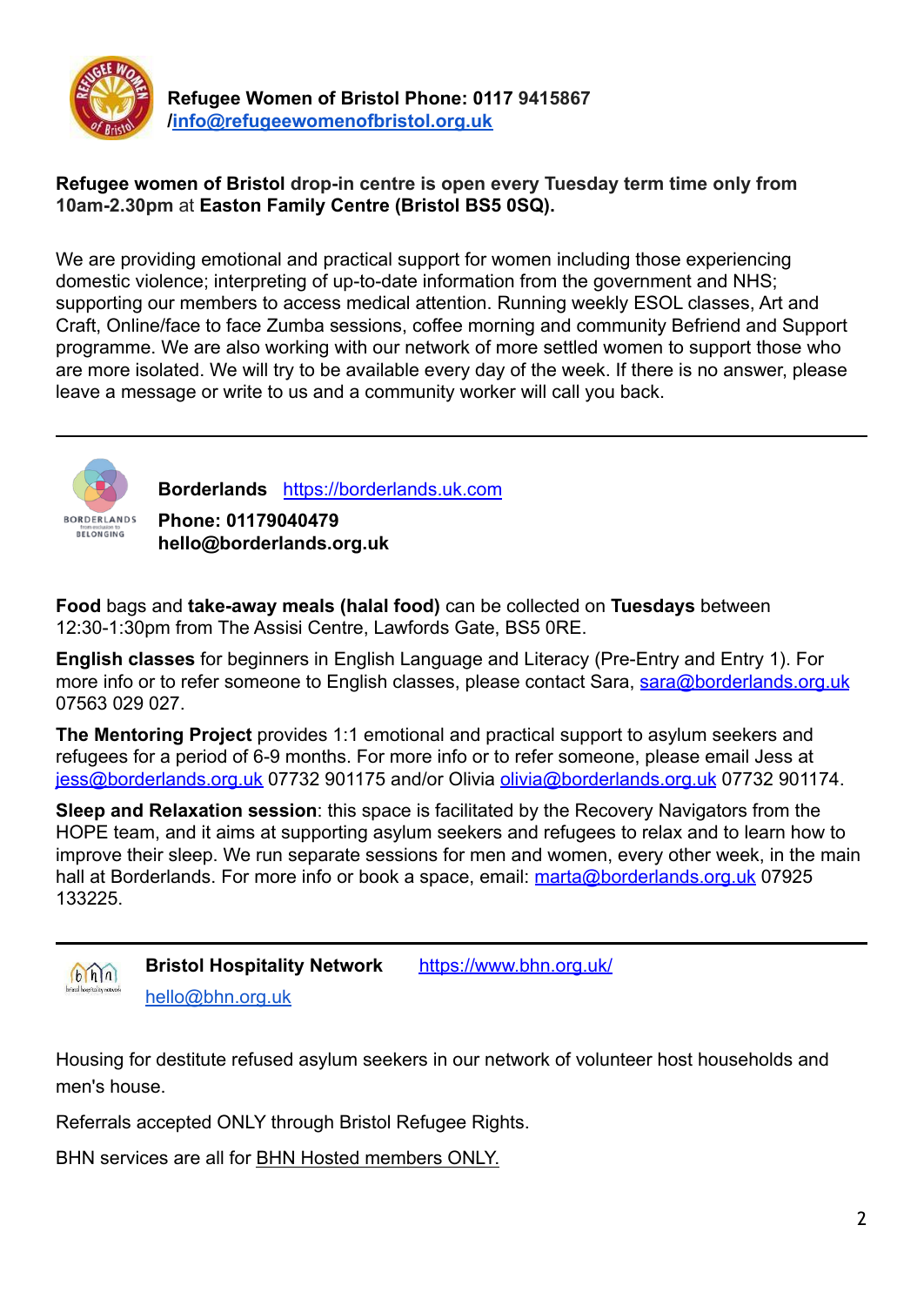**Refugee Women of Bristol Phone: 0117 9415867 /[info@refugeewomenofbristol.org.uk](mailto:info@refugeewomenofbristol.org.uk)**

**Refugee women of Bristol drop-in centre is open every Tuesday term time only from 10am-2.30pm** at **Easton Family Centre (Bristol BS5 0SQ).**

We are providing emotional and practical support for women including those experiencing domestic violence; interpreting of up-to-date information from the government and NHS; supporting our members to access medical attention. Running weekly ESOL classes, Art and Craft, Online/face to face Zumba sessions, coffee morning and community Befriend and Support programme. We are also working with our network of more settled women to support those who are more isolated. We will try to be available every day of the week. If there is no answer, please leave a message or write to us and a community worker will call you back.

---

**Borderlands** [https://borderlands.uk.com](https://borderlands.uk.com)
**Phone: 01179040479**
**hello@borderlands.org.uk**

**Food** bags and **take-away meals (halal food)** can be collected on **Tuesdays** between 12:30-1:30pm from The Assisi Centre, Lawfords Gate, BS5 0RE.

**English classes** for beginners in English Language and Literacy (Pre-Entry and Entry 1). For more info or to refer someone to English classes, please contact Sara, [sara@borderlands.org.uk](mailto:sara@borderlands.org.uk) 07563 029 027.

**The Mentoring Project** provides 1:1 emotional and practical support to asylum seekers and refugees for a period of 6-9 months. For more info or to refer someone, please email Jess at [jess@borderlands.org.uk](mailto:jess@borderlands.org.uk) 07732 901175 and/or Olivia [olivia@borderlands.org.uk](mailto:olivia@borderlands.org.uk) 07732 901174.

**Sleep and Relaxation session**: this space is facilitated by the Recovery Navigators from the HOPE team, and it aims at supporting asylum seekers and refugees to relax and to learn how to improve their sleep. We run separate sessions for men and women, every other week, in the main hall at Borderlands. For more info or book a space, email: [marta@borderlands.org.uk](mailto:marta@borderlands.org.uk) 07925 133225.

---

**Bristol Hospitality Network** [https://www.bhn.org.uk/](https://www.bhn.org.uk/)
[hello@bhn.org.uk](mailto:hello@bhn.org.uk)

Housing for destitute refused asylum seekers in our network of volunteer host households and men's house.

Referrals accepted ONLY through Bristol Refugee Rights.

BHN services are all for BHN Hosted members ONLY.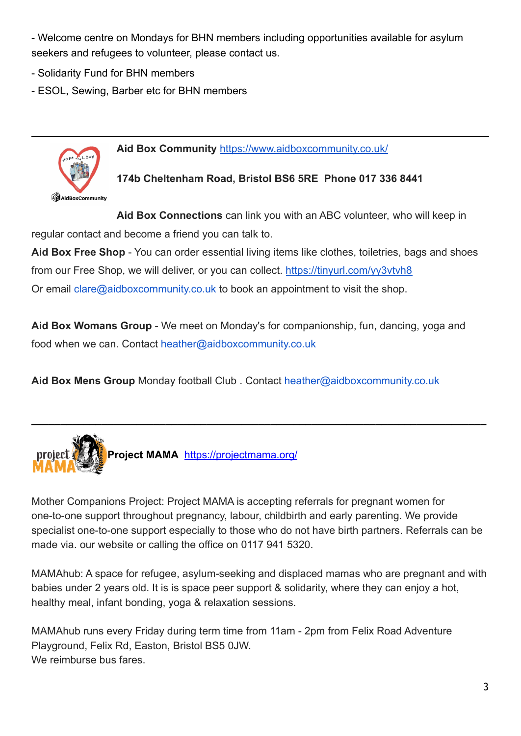- Welcome centre on Mondays for BHN members including opportunities available for asylum seekers and refugees to volunteer, please contact us.
- Solidarity Fund for BHN members
- ESOL, Sewing, Barber etc for BHN members

---

**Aid Box Community** https://www.aidboxcommunity.co.uk/

**174b Cheltenham Road, Bristol BS6 5RE Phone 017 336 8441**

**Aid Box Connections** can link you with an ABC volunteer, who will keep in regular contact and become a friend you can talk to.

**Aid Box Free Shop** - You can order essential living items like clothes, toiletries, bags and shoes from our Free Shop, we will deliver, or you can collect. https://tinyurl.com/yy3vtvh8
Or email clare@aidboxcommunity.co.uk to book an appointment to visit the shop.

**Aid Box Womans Group** - We meet on Monday's for companionship, fun, dancing, yoga and food when we can. Contact heather@aidboxcommunity.co.uk

**Aid Box Mens Group** Monday football Club . Contact heather@aidboxcommunity.co.uk

---

**Project MAMA** https://projectmama.org/

Mother Companions Project: Project MAMA is accepting referrals for pregnant women for one-to-one support throughout pregnancy, labour, childbirth and early parenting. We provide specialist one-to-one support especially to those who do not have birth partners. Referrals can be made via. our website or calling the office on 0117 941 5320.

MAMAhub: A space for refugee, asylum-seeking and displaced mamas who are pregnant and with babies under 2 years old. It is is space peer support & solidarity, where they can enjoy a hot, healthy meal, infant bonding, yoga & relaxation sessions.

MAMAhub runs every Friday during term time from 11am - 2pm from Felix Road Adventure Playground, Felix Rd, Easton, Bristol BS5 0JW.
We reimburse bus fares.